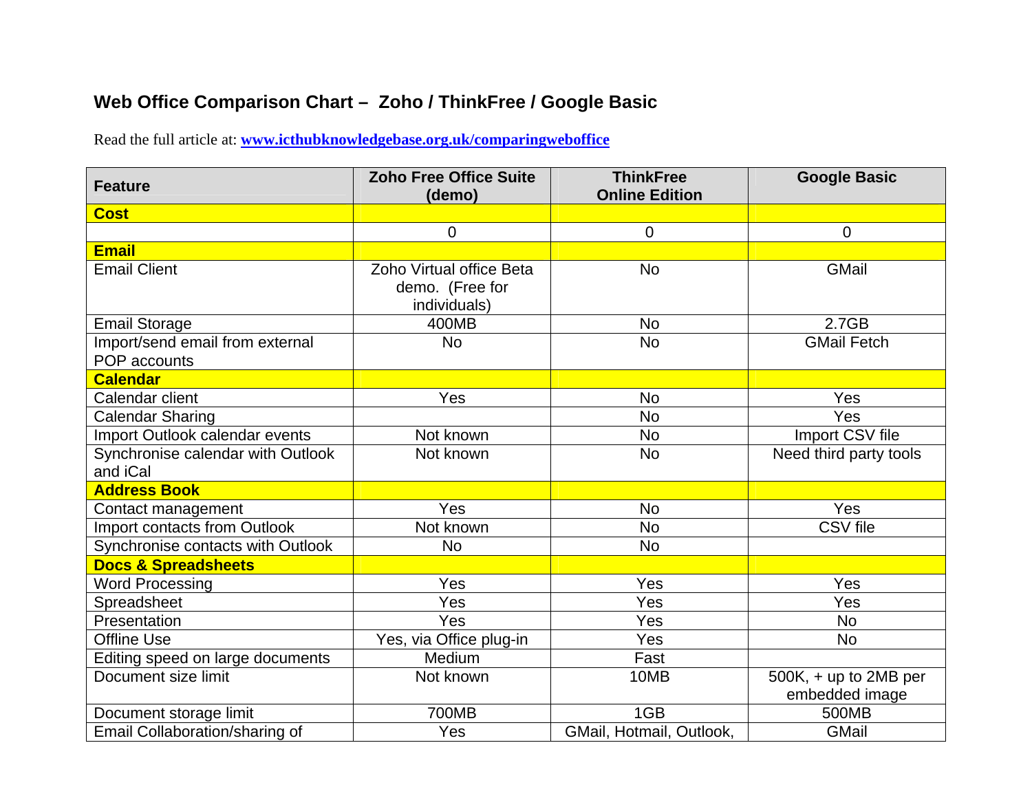# Web Office Comparison Chart – Zoho / ThinkFree / Google Basic

Read the full article at: **www.icthubknowledgebase.org.uk/comparingweboffice**

| Feature | Zoho Free Office Suite (demo) | ThinkFree Online Edition | Google Basic |
|---|---|---|---|
| **Cost** | | | |
| | 0 | 0 | 0 |
| **Email** | | | |
| Email Client | Zoho Virtual office Beta demo. (Free for individuals) | No | GMail |
| Email Storage | 400MB | No | 2.7GB |
| Import/send email from external POP accounts | No | No | GMail Fetch |
| **Calendar** | | | |
| Calendar client | Yes | No | Yes |
| Calendar Sharing | | No | Yes |
| Import Outlook calendar events | Not known | No | Import CSV file |
| Synchronise calendar with Outlook and iCal | Not known | No | Need third party tools |
| **Address Book** | | | |
| Contact management | Yes | No | Yes |
| Import contacts from Outlook | Not known | No | CSV file |
| Synchronise contacts with Outlook | No | No | |
| **Docs & Spreadsheets** | | | |
| Word Processing | Yes | Yes | Yes |
| Spreadsheet | Yes | Yes | Yes |
| Presentation | Yes | Yes | No |
| Offline Use | Yes, via Office plug-in | Yes | No |
| Editing speed on large documents | Medium | Fast | |
| Document size limit | Not known | 10MB | 500K, + up to 2MB per embedded image |
| Document storage limit | 700MB | 1GB | 500MB |
| Email Collaboration/sharing of | Yes | GMail, Hotmail, Outlook, | GMail |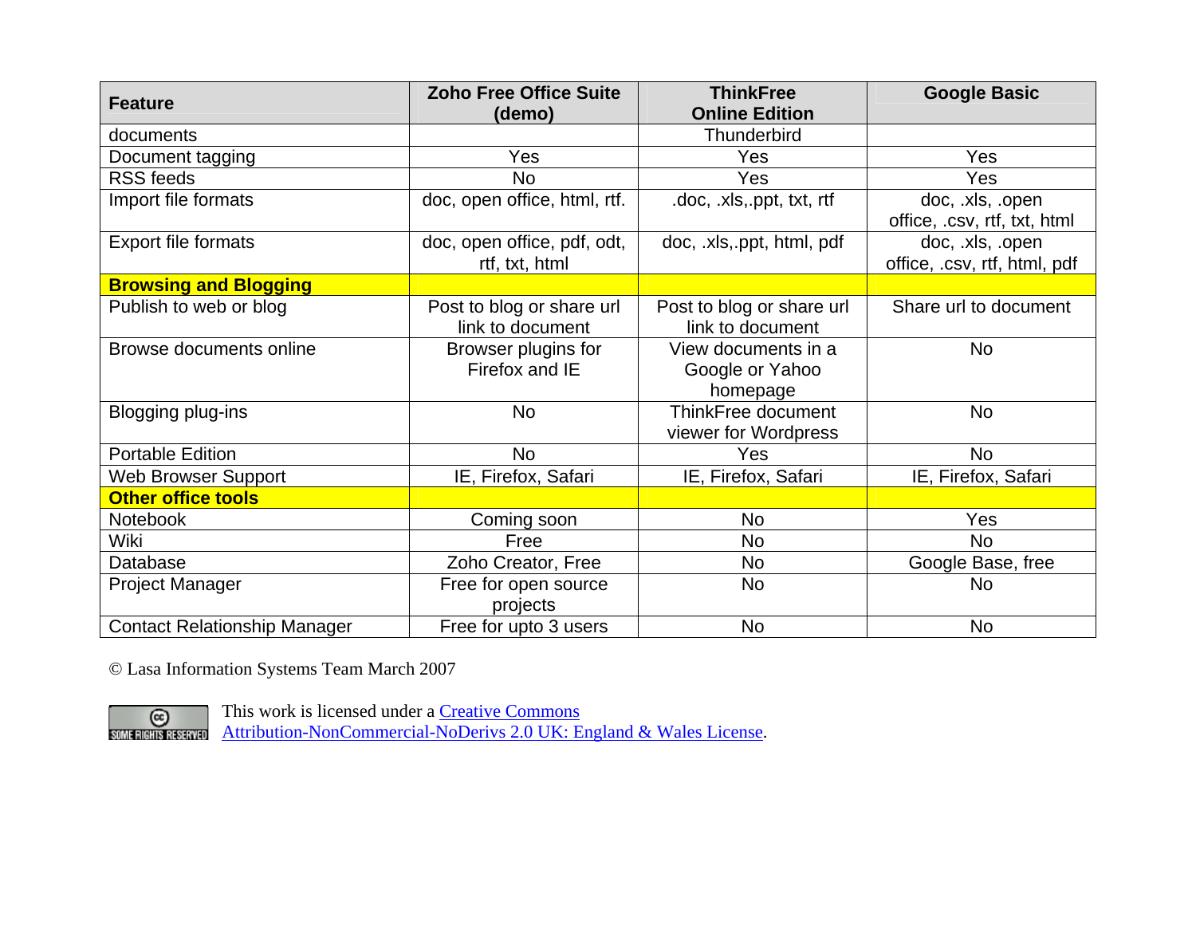| Feature | Zoho Free Office Suite (demo) | ThinkFree Online Edition | Google Basic |
|---|---|---|---|
| documents | | Thunderbird | |
| Document tagging | Yes | Yes | Yes |
| RSS feeds | No | Yes | Yes |
| Import file formats | doc, open office, html, rtf. | .doc, .xls,.ppt, txt, rtf | doc, .xls, .open office, .csv, rtf, txt, html |
| Export file formats | doc, open office, pdf, odt, rtf, txt, html | doc, .xls,.ppt, html, pdf | doc, .xls, .open office, .csv, rtf, html, pdf |
| **Browsing and Blogging** | | | |
| Publish to web or blog | Post to blog or share url link to document | Post to blog or share url link to document | Share url to document |
| Browse documents online | Browser plugins for Firefox and IE | View documents in a Google or Yahoo homepage | No |
| Blogging plug-ins | No | ThinkFree document viewer for Wordpress | No |
| Portable Edition | No | Yes | No |
| Web Browser Support | IE, Firefox, Safari | IE, Firefox, Safari | IE, Firefox, Safari |
| **Other office tools** | | | |
| Notebook | Coming soon | No | Yes |
| Wiki | Free | No | No |
| Database | Zoho Creator, Free | No | Google Base, free |
| Project Manager | Free for open source projects | No | No |
| Contact Relationship Manager | Free for upto 3 users | No | No |

© Lasa Information Systems Team March 2007

This work is licensed under a Creative Commons Attribution-NonCommercial-NoDerivs 2.0 UK: England & Wales License.